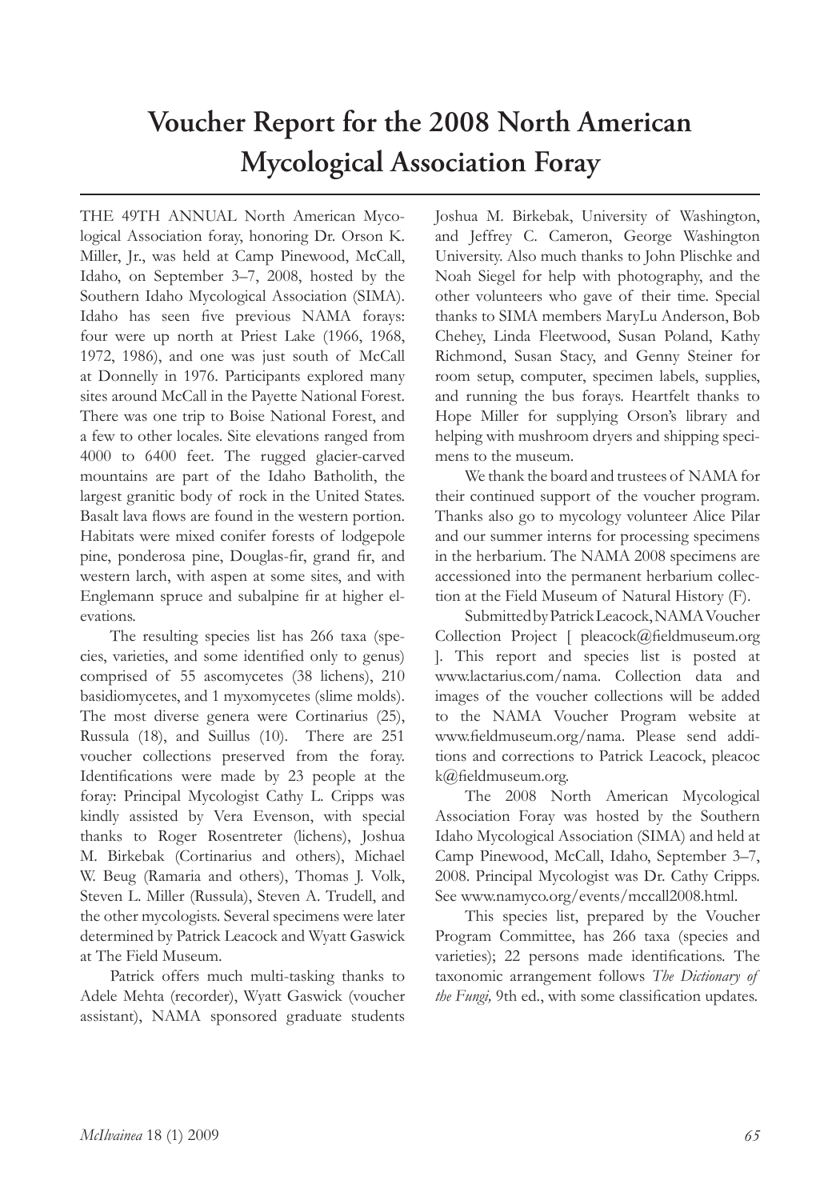# Voucher Report for the 2008 North American Mycological Association Foray

THE 49TH ANNUAL North American Mycological Association foray, honoring Dr. Orson K. Miller, Jr., was held at Camp Pinewood, McCall, Idaho, on September 3–7, 2008, hosted by the Southern Idaho Mycological Association (SIMA). Idaho has seen five previous NAMA forays: four were up north at Priest Lake (1966, 1968, 1972, 1986), and one was just south of McCall at Donnelly in 1976. Participants explored many sites around McCall in the Payette National Forest. There was one trip to Boise National Forest, and a few to other locales. Site elevations ranged from 4000 to 6400 feet. The rugged glacier-carved mountains are part of the Idaho Batholith, the largest granitic body of rock in the United States. Basalt lava flows are found in the western portion. Habitats were mixed conifer forests of lodgepole pine, ponderosa pine, Douglas-fir, grand fir, and western larch, with aspen at some sites, and with Englemann spruce and subalpine fir at higher elevations.

The resulting species list has 266 taxa (species, varieties, and some identified only to genus) comprised of 55 ascomycetes (38 lichens), 210 basidiomycetes, and 1 myxomycetes (slime molds). The most diverse genera were Cortinarius (25), Russula (18), and Suillus (10). There are 251 voucher collections preserved from the foray. Identifications were made by 23 people at the foray: Principal Mycologist Cathy L. Cripps was kindly assisted by Vera Evenson, with special thanks to Roger Rosentreter (lichens), Joshua M. Birkebak (Cortinarius and others), Michael W. Beug (Ramaria and others), Thomas J. Volk, Steven L. Miller (Russula), Steven A. Trudell, and the other mycologists. Several specimens were later determined by Patrick Leacock and Wyatt Gaswick at The Field Museum.

Patrick offers much multi-tasking thanks to Adele Mehta (recorder), Wyatt Gaswick (voucher assistant), NAMA sponsored graduate students Joshua M. Birkebak, University of Washington, and Jeffrey C. Cameron, George Washington University. Also much thanks to John Plischke and Noah Siegel for help with photography, and the other volunteers who gave of their time. Special thanks to SIMA members MaryLu Anderson, Bob Chehey, Linda Fleetwood, Susan Poland, Kathy Richmond, Susan Stacy, and Genny Steiner for room setup, computer, specimen labels, supplies, and running the bus forays. Heartfelt thanks to Hope Miller for supplying Orson's library and helping with mushroom dryers and shipping specimens to the museum.

We thank the board and trustees of NAMA for their continued support of the voucher program. Thanks also go to mycology volunteer Alice Pilar and our summer interns for processing specimens in the herbarium. The NAMA 2008 specimens are accessioned into the permanent herbarium collection at the Field Museum of Natural History (F).

Submitted by Patrick Leacock, NAMA Voucher Collection Project [ pleacock@fieldmuseum.org ]. This report and species list is posted at www.lactarius.com/nama. Collection data and images of the voucher collections will be added to the NAMA Voucher Program website at www.fieldmuseum.org/nama. Please send additions and corrections to Patrick Leacock, pleacock@fieldmuseum.org.

The 2008 North American Mycological Association Foray was hosted by the Southern Idaho Mycological Association (SIMA) and held at Camp Pinewood, McCall, Idaho, September 3–7, 2008. Principal Mycologist was Dr. Cathy Cripps. See www.namyco.org/events/mccall2008.html.

This species list, prepared by the Voucher Program Committee, has 266 taxa (species and varieties); 22 persons made identifications. The taxonomic arrangement follows *The Dictionary of the Fungi,* 9th ed., with some classification updates.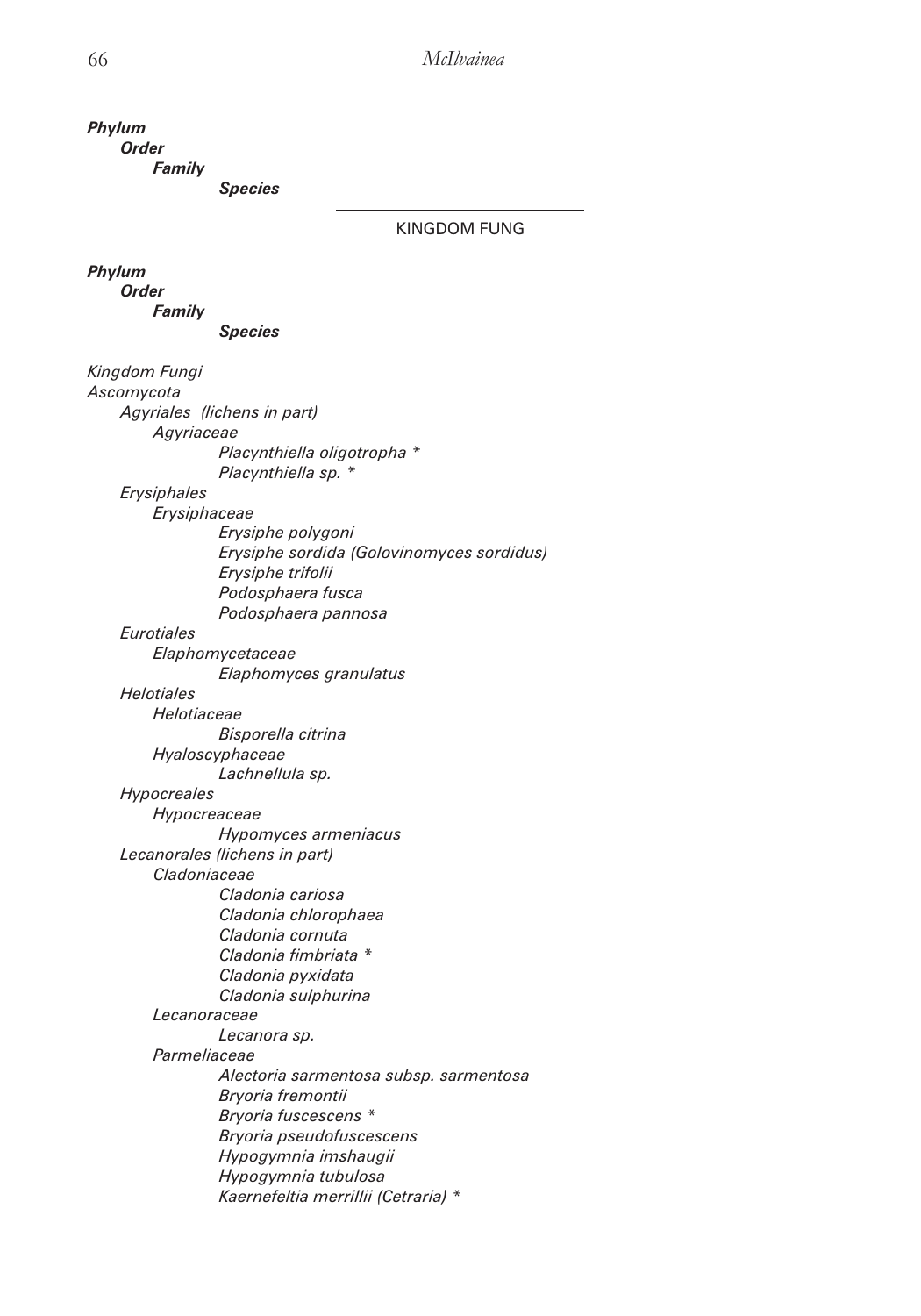***Phylum***
&nbsp;&nbsp;&nbsp;&nbsp;***Order***
&nbsp;&nbsp;&nbsp;&nbsp;&nbsp;&nbsp;&nbsp;&nbsp;***Family***
&nbsp;&nbsp;&nbsp;&nbsp;&nbsp;&nbsp;&nbsp;&nbsp;&nbsp;&nbsp;&nbsp;&nbsp;&nbsp;&nbsp;&nbsp;&nbsp;***Species***

---

KINGDOM FUNG

***Phylum***
&nbsp;&nbsp;&nbsp;&nbsp;***Order***
&nbsp;&nbsp;&nbsp;&nbsp;&nbsp;&nbsp;&nbsp;&nbsp;***Family***
&nbsp;&nbsp;&nbsp;&nbsp;&nbsp;&nbsp;&nbsp;&nbsp;&nbsp;&nbsp;&nbsp;&nbsp;&nbsp;&nbsp;&nbsp;&nbsp;***Species***

*Kingdom Fungi*
*Ascomycota*
&nbsp;&nbsp;&nbsp;&nbsp;*Agyriales (lichens in part)*
&nbsp;&nbsp;&nbsp;&nbsp;&nbsp;&nbsp;&nbsp;&nbsp;*Agyriaceae*
&nbsp;&nbsp;&nbsp;&nbsp;&nbsp;&nbsp;&nbsp;&nbsp;&nbsp;&nbsp;&nbsp;&nbsp;&nbsp;&nbsp;&nbsp;&nbsp;*Placynthiella oligotropha* *
&nbsp;&nbsp;&nbsp;&nbsp;&nbsp;&nbsp;&nbsp;&nbsp;&nbsp;&nbsp;&nbsp;&nbsp;&nbsp;&nbsp;&nbsp;&nbsp;*Placynthiella sp.* *
&nbsp;&nbsp;&nbsp;&nbsp;*Erysiphales*
&nbsp;&nbsp;&nbsp;&nbsp;&nbsp;&nbsp;&nbsp;&nbsp;*Erysiphaceae*
&nbsp;&nbsp;&nbsp;&nbsp;&nbsp;&nbsp;&nbsp;&nbsp;&nbsp;&nbsp;&nbsp;&nbsp;&nbsp;&nbsp;&nbsp;&nbsp;*Erysiphe polygoni*
&nbsp;&nbsp;&nbsp;&nbsp;&nbsp;&nbsp;&nbsp;&nbsp;&nbsp;&nbsp;&nbsp;&nbsp;&nbsp;&nbsp;&nbsp;&nbsp;*Erysiphe sordida (Golovinomyces sordidus)*
&nbsp;&nbsp;&nbsp;&nbsp;&nbsp;&nbsp;&nbsp;&nbsp;&nbsp;&nbsp;&nbsp;&nbsp;&nbsp;&nbsp;&nbsp;&nbsp;*Erysiphe trifolii*
&nbsp;&nbsp;&nbsp;&nbsp;&nbsp;&nbsp;&nbsp;&nbsp;&nbsp;&nbsp;&nbsp;&nbsp;&nbsp;&nbsp;&nbsp;&nbsp;*Podosphaera fusca*
&nbsp;&nbsp;&nbsp;&nbsp;&nbsp;&nbsp;&nbsp;&nbsp;&nbsp;&nbsp;&nbsp;&nbsp;&nbsp;&nbsp;&nbsp;&nbsp;*Podosphaera pannosa*
&nbsp;&nbsp;&nbsp;&nbsp;*Eurotiales*
&nbsp;&nbsp;&nbsp;&nbsp;&nbsp;&nbsp;&nbsp;&nbsp;*Elaphomycetaceae*
&nbsp;&nbsp;&nbsp;&nbsp;&nbsp;&nbsp;&nbsp;&nbsp;&nbsp;&nbsp;&nbsp;&nbsp;&nbsp;&nbsp;&nbsp;&nbsp;*Elaphomyces granulatus*
&nbsp;&nbsp;&nbsp;&nbsp;*Helotiales*
&nbsp;&nbsp;&nbsp;&nbsp;&nbsp;&nbsp;&nbsp;&nbsp;*Helotiaceae*
&nbsp;&nbsp;&nbsp;&nbsp;&nbsp;&nbsp;&nbsp;&nbsp;&nbsp;&nbsp;&nbsp;&nbsp;&nbsp;&nbsp;&nbsp;&nbsp;*Bisporella citrina*
&nbsp;&nbsp;&nbsp;&nbsp;&nbsp;&nbsp;&nbsp;&nbsp;*Hyaloscyphaceae*
&nbsp;&nbsp;&nbsp;&nbsp;&nbsp;&nbsp;&nbsp;&nbsp;&nbsp;&nbsp;&nbsp;&nbsp;&nbsp;&nbsp;&nbsp;&nbsp;*Lachnellula sp.*
&nbsp;&nbsp;&nbsp;&nbsp;*Hypocreales*
&nbsp;&nbsp;&nbsp;&nbsp;&nbsp;&nbsp;&nbsp;&nbsp;*Hypocreaceae*
&nbsp;&nbsp;&nbsp;&nbsp;&nbsp;&nbsp;&nbsp;&nbsp;&nbsp;&nbsp;&nbsp;&nbsp;&nbsp;&nbsp;&nbsp;&nbsp;*Hypomyces armeniacus*
&nbsp;&nbsp;&nbsp;&nbsp;*Lecanorales (lichens in part)*
&nbsp;&nbsp;&nbsp;&nbsp;&nbsp;&nbsp;&nbsp;&nbsp;*Cladoniaceae*
&nbsp;&nbsp;&nbsp;&nbsp;&nbsp;&nbsp;&nbsp;&nbsp;&nbsp;&nbsp;&nbsp;&nbsp;&nbsp;&nbsp;&nbsp;&nbsp;*Cladonia cariosa*
&nbsp;&nbsp;&nbsp;&nbsp;&nbsp;&nbsp;&nbsp;&nbsp;&nbsp;&nbsp;&nbsp;&nbsp;&nbsp;&nbsp;&nbsp;&nbsp;*Cladonia chlorophaea*
&nbsp;&nbsp;&nbsp;&nbsp;&nbsp;&nbsp;&nbsp;&nbsp;&nbsp;&nbsp;&nbsp;&nbsp;&nbsp;&nbsp;&nbsp;&nbsp;*Cladonia cornuta*
&nbsp;&nbsp;&nbsp;&nbsp;&nbsp;&nbsp;&nbsp;&nbsp;&nbsp;&nbsp;&nbsp;&nbsp;&nbsp;&nbsp;&nbsp;&nbsp;*Cladonia fimbriata* *
&nbsp;&nbsp;&nbsp;&nbsp;&nbsp;&nbsp;&nbsp;&nbsp;&nbsp;&nbsp;&nbsp;&nbsp;&nbsp;&nbsp;&nbsp;&nbsp;*Cladonia pyxidata*
&nbsp;&nbsp;&nbsp;&nbsp;&nbsp;&nbsp;&nbsp;&nbsp;&nbsp;&nbsp;&nbsp;&nbsp;&nbsp;&nbsp;&nbsp;&nbsp;*Cladonia sulphurina*
&nbsp;&nbsp;&nbsp;&nbsp;&nbsp;&nbsp;&nbsp;&nbsp;*Lecanoraceae*
&nbsp;&nbsp;&nbsp;&nbsp;&nbsp;&nbsp;&nbsp;&nbsp;&nbsp;&nbsp;&nbsp;&nbsp;&nbsp;&nbsp;&nbsp;&nbsp;*Lecanora sp.*
&nbsp;&nbsp;&nbsp;&nbsp;&nbsp;&nbsp;&nbsp;&nbsp;*Parmeliaceae*
&nbsp;&nbsp;&nbsp;&nbsp;&nbsp;&nbsp;&nbsp;&nbsp;&nbsp;&nbsp;&nbsp;&nbsp;&nbsp;&nbsp;&nbsp;&nbsp;*Alectoria sarmentosa subsp. sarmentosa*
&nbsp;&nbsp;&nbsp;&nbsp;&nbsp;&nbsp;&nbsp;&nbsp;&nbsp;&nbsp;&nbsp;&nbsp;&nbsp;&nbsp;&nbsp;&nbsp;*Bryoria fremontii*
&nbsp;&nbsp;&nbsp;&nbsp;&nbsp;&nbsp;&nbsp;&nbsp;&nbsp;&nbsp;&nbsp;&nbsp;&nbsp;&nbsp;&nbsp;&nbsp;*Bryoria fuscescens* *
&nbsp;&nbsp;&nbsp;&nbsp;&nbsp;&nbsp;&nbsp;&nbsp;&nbsp;&nbsp;&nbsp;&nbsp;&nbsp;&nbsp;&nbsp;&nbsp;*Bryoria pseudofuscescens*
&nbsp;&nbsp;&nbsp;&nbsp;&nbsp;&nbsp;&nbsp;&nbsp;&nbsp;&nbsp;&nbsp;&nbsp;&nbsp;&nbsp;&nbsp;&nbsp;*Hypogymnia imshaugii*
&nbsp;&nbsp;&nbsp;&nbsp;&nbsp;&nbsp;&nbsp;&nbsp;&nbsp;&nbsp;&nbsp;&nbsp;&nbsp;&nbsp;&nbsp;&nbsp;*Hypogymnia tubulosa*
&nbsp;&nbsp;&nbsp;&nbsp;&nbsp;&nbsp;&nbsp;&nbsp;&nbsp;&nbsp;&nbsp;&nbsp;&nbsp;&nbsp;&nbsp;&nbsp;*Kaernefeltia merrillii (Cetraria)* *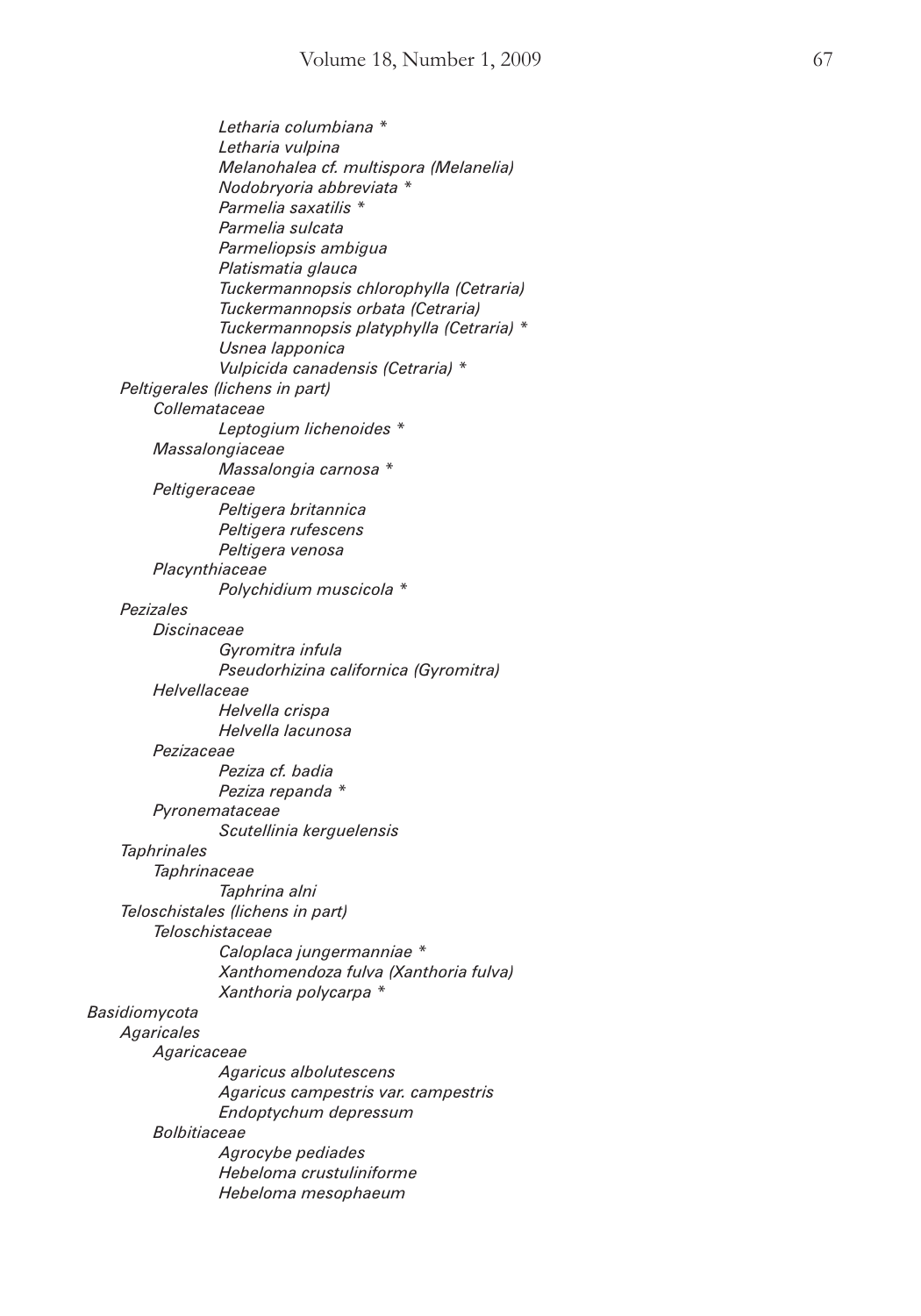*Letharia columbiana* *
*Letharia vulpina*
*Melanohalea cf. multispora (Melanelia)*
*Nodobryoria abbreviata* *
*Parmelia saxatilis* *
*Parmelia sulcata*
*Parmeliopsis ambigua*
*Platismatia glauca*
*Tuckermannopsis chlorophylla (Cetraria)*
*Tuckermannopsis orbata (Cetraria)*
*Tuckermannopsis platyphylla (Cetraria)* *
*Usnea lapponica*
*Vulpicida canadensis (Cetraria)* *

*Peltigerales (lichens in part)*

- *Collemataceae*
  - *Leptogium lichenoides* *
- *Massalongiaceae*
  - *Massalongia carnosa* *
- *Peltigeraceae*
  - *Peltigera britannica*
  - *Peltigera rufescens*
  - *Peltigera venosa*
- *Placynthiaceae*
  - *Polychidium muscicola* *

*Pezizales*

- *Discinaceae*
  - *Gyromitra infula*
  - *Pseudorhizina californica (Gyromitra)*
- *Helvellaceae*
  - *Helvella crispa*
  - *Helvella lacunosa*
- *Pezizaceae*
  - *Peziza cf. badia*
  - *Peziza repanda* *
- *Pyronemataceae*
  - *Scutellinia kerguelensis*

*Taphrinales*

- *Taphrinaceae*
  - *Taphrina alni*

*Teloschistales (lichens in part)*

- *Teloschistaceae*
  - *Caloplaca jungermanniae* *
  - *Xanthomendoza fulva (Xanthoria fulva)*
  - *Xanthoria polycarpa* *

*Basidiomycota*

*Agaricales*

- *Agaricaceae*
  - *Agaricus albolutescens*
  - *Agaricus campestris var. campestris*
  - *Endoptychum depressum*
- *Bolbitiaceae*
  - *Agrocybe pediades*
  - *Hebeloma crustuliniforme*
  - *Hebeloma mesophaeum*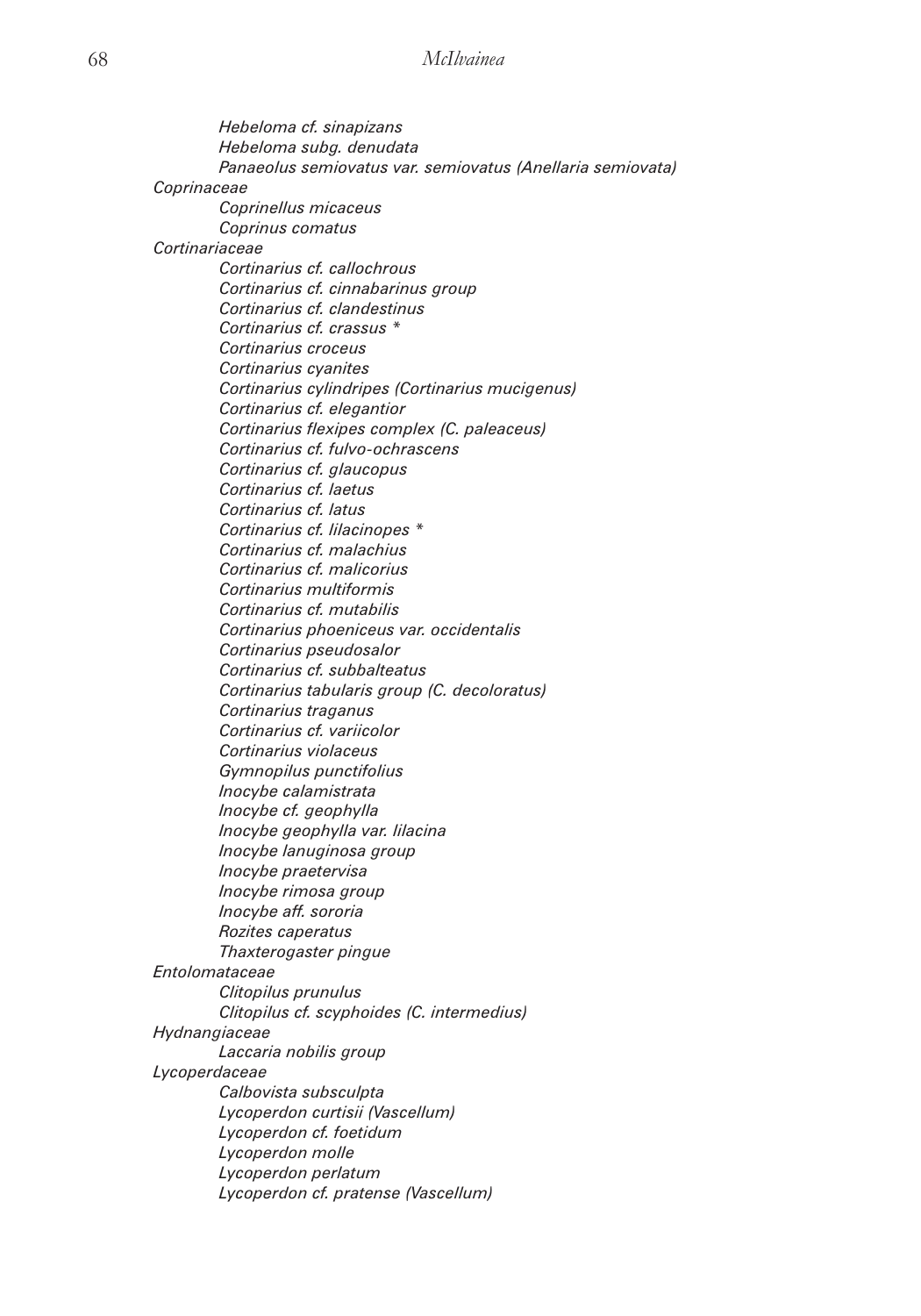*Hebeloma cf. sinapizans*
*Hebeloma subg. denudata*
*Panaeolus semiovatus var. semiovatus (Anellaria semiovata)*

*Coprinaceae*

*Coprinellus micaceus*
*Coprinus comatus*

*Cortinariaceae*

*Cortinarius cf. callochrous*
*Cortinarius cf. cinnabarinus group*
*Cortinarius cf. clandestinus*
*Cortinarius cf. crassus* *
*Cortinarius croceus*
*Cortinarius cyanites*
*Cortinarius cylindripes (Cortinarius mucigenus)*
*Cortinarius cf. elegantior*
*Cortinarius flexipes complex (C. paleaceus)*
*Cortinarius cf. fulvo-ochrascens*
*Cortinarius cf. glaucopus*
*Cortinarius cf. laetus*
*Cortinarius cf. latus*
*Cortinarius cf. lilacinopes* *
*Cortinarius cf. malachius*
*Cortinarius cf. malicorius*
*Cortinarius multiformis*
*Cortinarius cf. mutabilis*
*Cortinarius phoeniceus var. occidentalis*
*Cortinarius pseudosalor*
*Cortinarius cf. subbalteatus*
*Cortinarius tabularis group (C. decoloratus)*
*Cortinarius traganus*
*Cortinarius cf. variicolor*
*Cortinarius violaceus*
*Gymnopilus punctifolius*
*Inocybe calamistrata*
*Inocybe cf. geophylla*
*Inocybe geophylla var. lilacina*
*Inocybe lanuginosa group*
*Inocybe praetervisa*
*Inocybe rimosa group*
*Inocybe aff. sororia*
*Rozites caperatus*
*Thaxterogaster pingue*

*Entolomataceae*

*Clitopilus prunulus*
*Clitopilus cf. scyphoides (C. intermedius)*

*Hydnangiaceae*

*Laccaria nobilis group*

*Lycoperdaceae*

*Calbovista subsculpta*
*Lycoperdon curtisii (Vascellum)*
*Lycoperdon cf. foetidum*
*Lycoperdon molle*
*Lycoperdon perlatum*
*Lycoperdon cf. pratense (Vascellum)*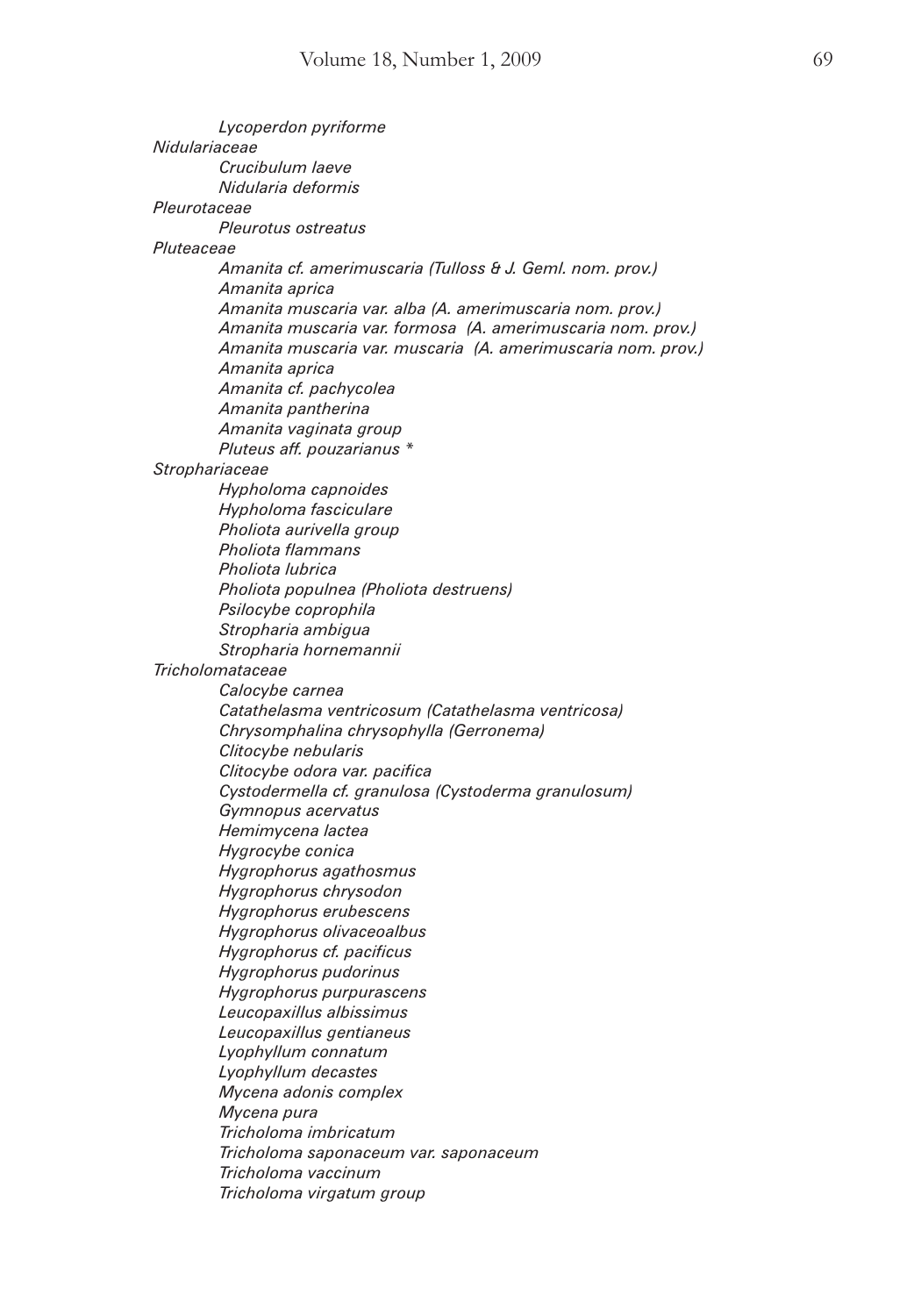*Lycoperdon pyriforme*

*Nidulariaceae*

- *Crucibulum laeve*
- *Nidularia deformis*

*Pleurotaceae*

- *Pleurotus ostreatus*

*Pluteaceae*

- *Amanita cf. amerimuscaria (Tulloss & J. Geml. nom. prov.)*
- *Amanita aprica*
- *Amanita muscaria var. alba (A. amerimuscaria nom. prov.)*
- *Amanita muscaria var. formosa (A. amerimuscaria nom. prov.)*
- *Amanita muscaria var. muscaria (A. amerimuscaria nom. prov.)*
- *Amanita aprica*
- *Amanita cf. pachycolea*
- *Amanita pantherina*
- *Amanita vaginata group*
- *Pluteus aff. pouzarianus **

*Strophariaceae*

- *Hypholoma capnoides*
- *Hypholoma fasciculare*
- *Pholiota aurivella group*
- *Pholiota flammans*
- *Pholiota lubrica*
- *Pholiota populnea (Pholiota destruens)*
- *Psilocybe coprophila*
- *Stropharia ambigua*
- *Stropharia hornemannii*

*Tricholomataceae*

- *Calocybe carnea*
- *Catathelasma ventricosum (Catathelasma ventricosa)*
- *Chrysomphalina chrysophylla (Gerronema)*
- *Clitocybe nebularis*
- *Clitocybe odora var. pacifica*
- *Cystodermella cf. granulosa (Cystoderma granulosum)*
- *Gymnopus acervatus*
- *Hemimycena lactea*
- *Hygrocybe conica*
- *Hygrophorus agathosmus*
- *Hygrophorus chrysodon*
- *Hygrophorus erubescens*
- *Hygrophorus olivaceoalbus*
- *Hygrophorus cf. pacificus*
- *Hygrophorus pudorinus*
- *Hygrophorus purpurascens*
- *Leucopaxillus albissimus*
- *Leucopaxillus gentianeus*
- *Lyophyllum connatum*
- *Lyophyllum decastes*
- *Mycena adonis complex*
- *Mycena pura*
- *Tricholoma imbricatum*
- *Tricholoma saponaceum var. saponaceum*
- *Tricholoma vaccinum*
- *Tricholoma virgatum group*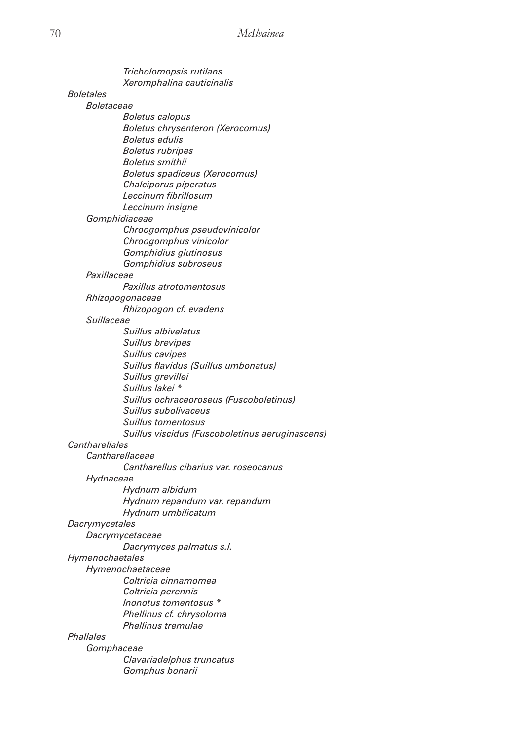*Tricholomopsis rutilans*
*Xeromphalina cauticinalis*

*Boletales*

*Boletaceae*

- *Boletus calopus*
- *Boletus chrysenteron (Xerocomus)*
- *Boletus edulis*
- *Boletus rubripes*
- *Boletus smithii*
- *Boletus spadiceus (Xerocomus)*
- *Chalciporus piperatus*
- *Leccinum fibrillosum*
- *Leccinum insigne*

*Gomphidiaceae*

- *Chroogomphus pseudovinicolor*
- *Chroogomphus vinicolor*
- *Gomphidius glutinosus*
- *Gomphidius subroseus*

*Paxillaceae*

- *Paxillus atrotomentosus*

*Rhizopogonaceae*

- *Rhizopogon cf. evadens*

*Suillaceae*

- *Suillus albivelatus*
- *Suillus brevipes*
- *Suillus cavipes*
- *Suillus flavidus (Suillus umbonatus)*
- *Suillus grevillei*
- *Suillus lakei* *
- *Suillus ochraceoroseus (Fuscoboletinus)*
- *Suillus subolivaceus*
- *Suillus tomentosus*
- *Suillus viscidus (Fuscoboletinus aeruginascens)*

*Cantharellales*

*Cantharellaceae*

- *Cantharellus cibarius var. roseocanus*

*Hydnaceae*

- *Hydnum albidum*
- *Hydnum repandum var. repandum*
- *Hydnum umbilicatum*

*Dacrymycetales*

*Dacrymycetaceae*

- *Dacrymyces palmatus s.l.*

*Hymenochaetales*

*Hymenochaetaceae*

- *Coltricia cinnamomea*
- *Coltricia perennis*
- *Inonotus tomentosus* *
- *Phellinus cf. chrysoloma*
- *Phellinus tremulae*

*Phallales*

*Gomphaceae*

- *Clavariadelphus truncatus*
- *Gomphus bonarii*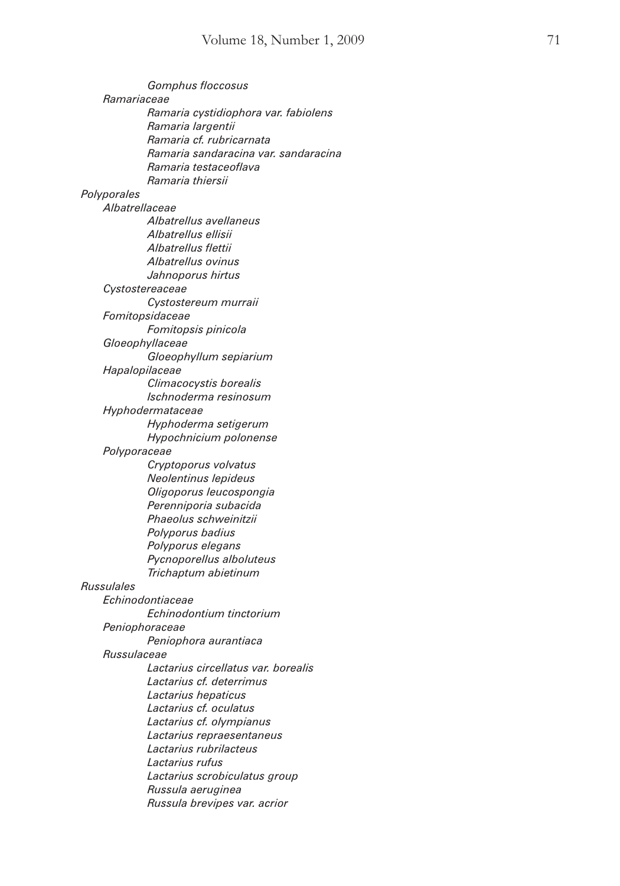*Gomphus floccosus*

*Ramariaceae*

- *Ramaria cystidiophora var. fabiolens*
- *Ramaria largentii*
- *Ramaria cf. rubricarnata*
- *Ramaria sandaracina var. sandaracina*
- *Ramaria testaceoflava*
- *Ramaria thiersii*

*Polyporales*

*Albatrellaceae*

- *Albatrellus avellaneus*
- *Albatrellus ellisii*
- *Albatrellus flettii*
- *Albatrellus ovinus*
- *Jahnoporus hirtus*

*Cystostereaceae*

- *Cystostereum murraii*

*Fomitopsidaceae*

- *Fomitopsis pinicola*

*Gloeophyllaceae*

- *Gloeophyllum sepiarium*

*Hapalopilaceae*

- *Climacocystis borealis*
- *Ischnoderma resinosum*

*Hyphodermataceae*

- *Hyphoderma setigerum*
- *Hypochnicium polonense*

*Polyporaceae*

- *Cryptoporus volvatus*
- *Neolentinus lepideus*
- *Oligoporus leucospongia*
- *Perenniporia subacida*
- *Phaeolus schweinitzii*
- *Polyporus badius*
- *Polyporus elegans*
- *Pycnoporellus alboluteus*
- *Trichaptum abietinum*

*Russulales*

*Echinodontiaceae*

- *Echinodontium tinctorium*

*Peniophoraceae*

- *Peniophora aurantiaca*

*Russulaceae*

- *Lactarius circellatus var. borealis*
- *Lactarius cf. deterrimus*
- *Lactarius hepaticus*
- *Lactarius cf. oculatus*
- *Lactarius cf. olympianus*
- *Lactarius repraesentaneus*
- *Lactarius rubrilacteus*
- *Lactarius rufus*
- *Lactarius scrobiculatus group*
- *Russula aeruginea*
- *Russula brevipes var. acrior*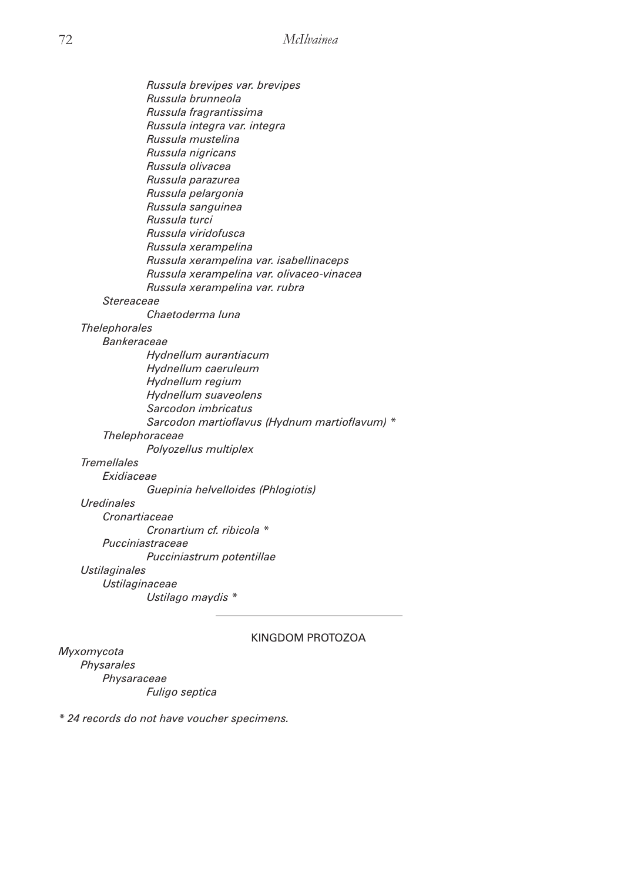*Russula brevipes var. brevipes*
*Russula brunneola*
*Russula fragrantissima*
*Russula integra var. integra*
*Russula mustelina*
*Russula nigricans*
*Russula olivacea*
*Russula parazurea*
*Russula pelargonia*
*Russula sanguinea*
*Russula turci*
*Russula viridofusca*
*Russula xerampelina*
*Russula xerampelina var. isabellinaceps*
*Russula xerampelina var. olivaceo-vinacea*
*Russula xerampelina var. rubra*

*Stereaceae*

*Chaetoderma luna*

*Thelephorales*

*Bankeraceae*

*Hydnellum aurantiacum*
*Hydnellum caeruleum*
*Hydnellum regium*
*Hydnellum suaveolens*
*Sarcodon imbricatus*
*Sarcodon martioflavus (Hydnum martioflavum)* *

*Thelephoraceae*

*Polyozellus multiplex*

*Tremellales*

*Exidiaceae*

*Guepinia helvelloides (Phlogiotis)*

*Uredinales*

*Cronartiaceae*

*Cronartium cf. ribicola* *

*Pucciniastraceae*

*Pucciniastrum potentillae*

*Ustilaginales*

*Ustilaginaceae*

*Ustilago maydis* *

---

KINGDOM PROTOZOA

*Myxomycota*

*Physarales*

*Physaraceae*

*Fuligo septica*

*\* 24 records do not have voucher specimens.*